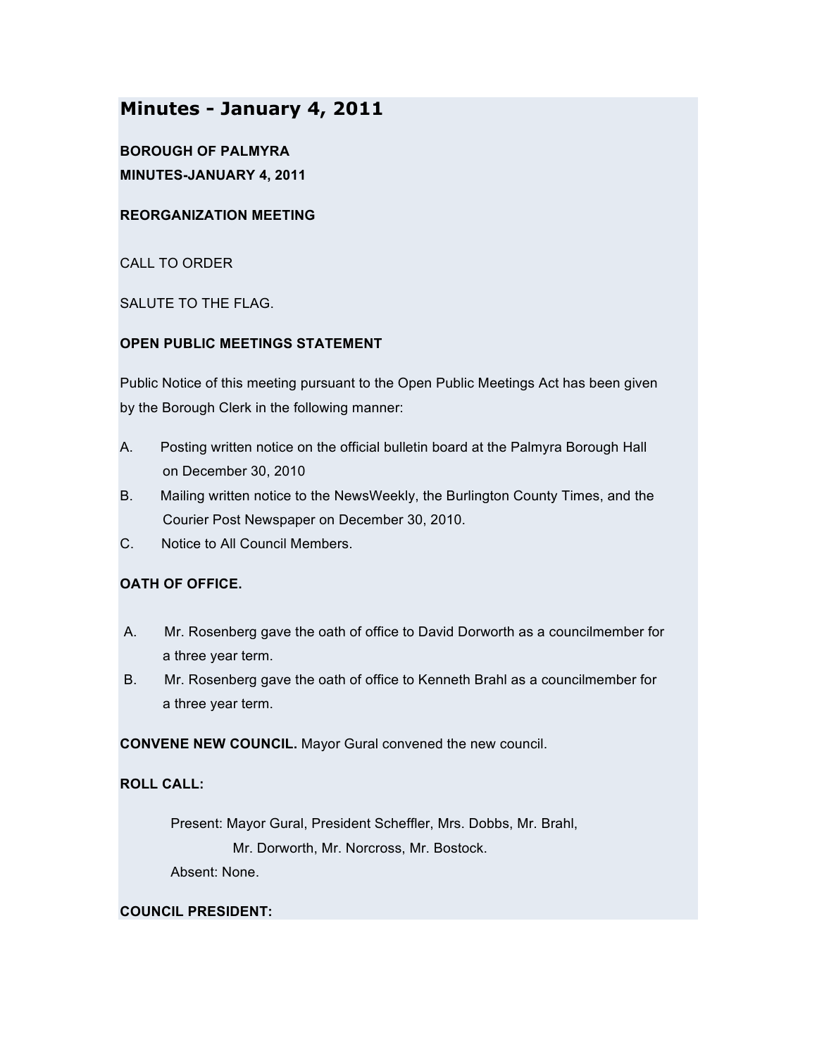# Minutes - January 4, 2011

**BOROUGH OF PALMYRA**
**MINUTES-JANUARY 4, 2011**

**REORGANIZATION MEETING**

CALL TO ORDER

SALUTE TO THE FLAG.

**OPEN PUBLIC MEETINGS STATEMENT**

Public Notice of this meeting pursuant to the Open Public Meetings Act has been given by the Borough Clerk in the following manner:

A. Posting written notice on the official bulletin board at the Palmyra Borough Hall on December 30, 2010
B. Mailing written notice to the NewsWeekly, the Burlington County Times, and the Courier Post Newspaper on December 30, 2010.
C. Notice to All Council Members.

**OATH OF OFFICE.**

A. Mr. Rosenberg gave the oath of office to David Dorworth as a councilmember for a three year term.
B. Mr. Rosenberg gave the oath of office to Kenneth Brahl as a councilmember for a three year term.

**CONVENE NEW COUNCIL.** Mayor Gural convened the new council.

**ROLL CALL:**

Present: Mayor Gural, President Scheffler, Mrs. Dobbs, Mr. Brahl, Mr. Dorworth, Mr. Norcross, Mr. Bostock.
Absent: None.

**COUNCIL PRESIDENT:**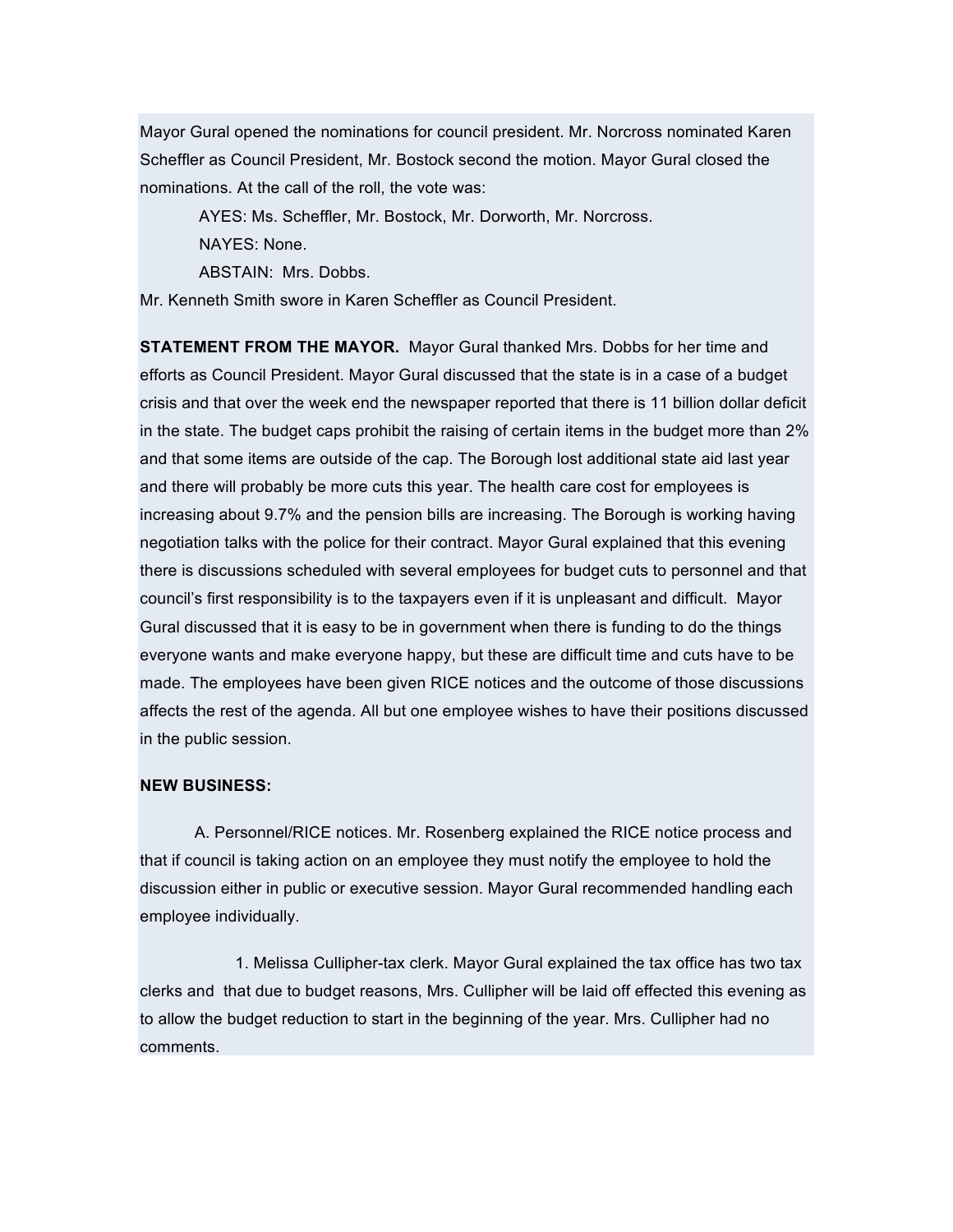Mayor Gural opened the nominations for council president. Mr. Norcross nominated Karen Scheffler as Council President, Mr. Bostock second the motion. Mayor Gural closed the nominations. At the call of the roll, the vote was:

AYES: Ms. Scheffler, Mr. Bostock, Mr. Dorworth, Mr. Norcross.

NAYES: None.

ABSTAIN: Mrs. Dobbs.

Mr. Kenneth Smith swore in Karen Scheffler as Council President.

**STATEMENT FROM THE MAYOR.** Mayor Gural thanked Mrs. Dobbs for her time and efforts as Council President. Mayor Gural discussed that the state is in a case of a budget crisis and that over the week end the newspaper reported that there is 11 billion dollar deficit in the state. The budget caps prohibit the raising of certain items in the budget more than 2% and that some items are outside of the cap. The Borough lost additional state aid last year and there will probably be more cuts this year. The health care cost for employees is increasing about 9.7% and the pension bills are increasing. The Borough is working having negotiation talks with the police for their contract. Mayor Gural explained that this evening there is discussions scheduled with several employees for budget cuts to personnel and that council's first responsibility is to the taxpayers even if it is unpleasant and difficult. Mayor Gural discussed that it is easy to be in government when there is funding to do the things everyone wants and make everyone happy, but these are difficult time and cuts have to be made. The employees have been given RICE notices and the outcome of those discussions affects the rest of the agenda. All but one employee wishes to have their positions discussed in the public session.

**NEW BUSINESS:**

A. Personnel/RICE notices. Mr. Rosenberg explained the RICE notice process and that if council is taking action on an employee they must notify the employee to hold the discussion either in public or executive session. Mayor Gural recommended handling each employee individually.

1. Melissa Cullipher-tax clerk. Mayor Gural explained the tax office has two tax clerks and that due to budget reasons, Mrs. Cullipher will be laid off effected this evening as to allow the budget reduction to start in the beginning of the year. Mrs. Cullipher had no comments.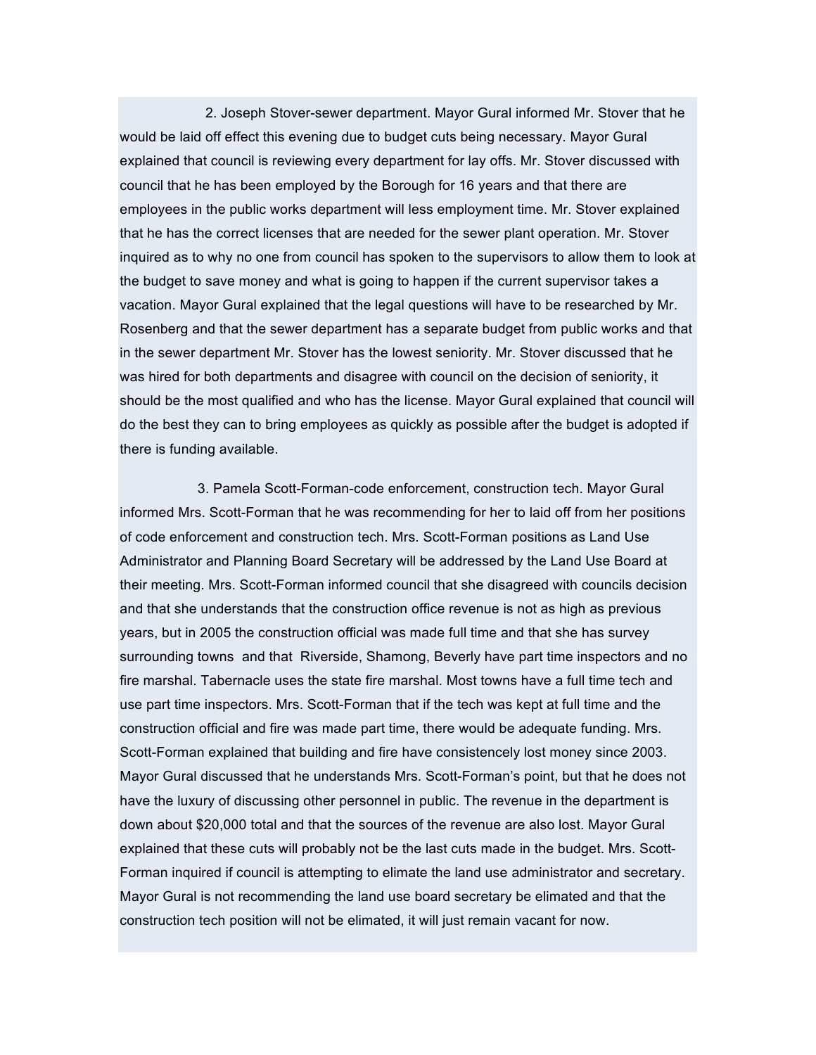2. Joseph Stover-sewer department. Mayor Gural informed Mr. Stover that he would be laid off effect this evening due to budget cuts being necessary. Mayor Gural explained that council is reviewing every department for lay offs. Mr. Stover discussed with council that he has been employed by the Borough for 16 years and that there are employees in the public works department will less employment time. Mr. Stover explained that he has the correct licenses that are needed for the sewer plant operation. Mr. Stover inquired as to why no one from council has spoken to the supervisors to allow them to look at the budget to save money and what is going to happen if the current supervisor takes a vacation. Mayor Gural explained that the legal questions will have to be researched by Mr. Rosenberg and that the sewer department has a separate budget from public works and that in the sewer department Mr. Stover has the lowest seniority. Mr. Stover discussed that he was hired for both departments and disagree with council on the decision of seniority, it should be the most qualified and who has the license. Mayor Gural explained that council will do the best they can to bring employees as quickly as possible after the budget is adopted if there is funding available.

3. Pamela Scott-Forman-code enforcement, construction tech. Mayor Gural informed Mrs. Scott-Forman that he was recommending for her to laid off from her positions of code enforcement and construction tech. Mrs. Scott-Forman positions as Land Use Administrator and Planning Board Secretary will be addressed by the Land Use Board at their meeting. Mrs. Scott-Forman informed council that she disagreed with councils decision and that she understands that the construction office revenue is not as high as previous years, but in 2005 the construction official was made full time and that she has survey surrounding towns and that Riverside, Shamong, Beverly have part time inspectors and no fire marshal. Tabernacle uses the state fire marshal. Most towns have a full time tech and use part time inspectors. Mrs. Scott-Forman that if the tech was kept at full time and the construction official and fire was made part time, there would be adequate funding. Mrs. Scott-Forman explained that building and fire have consistencely lost money since 2003. Mayor Gural discussed that he understands Mrs. Scott-Forman's point, but that he does not have the luxury of discussing other personnel in public. The revenue in the department is down about $20,000 total and that the sources of the revenue are also lost. Mayor Gural explained that these cuts will probably not be the last cuts made in the budget. Mrs. Scott-Forman inquired if council is attempting to elimate the land use administrator and secretary. Mayor Gural is not recommending the land use board secretary be elimated and that the construction tech position will not be elimated, it will just remain vacant for now.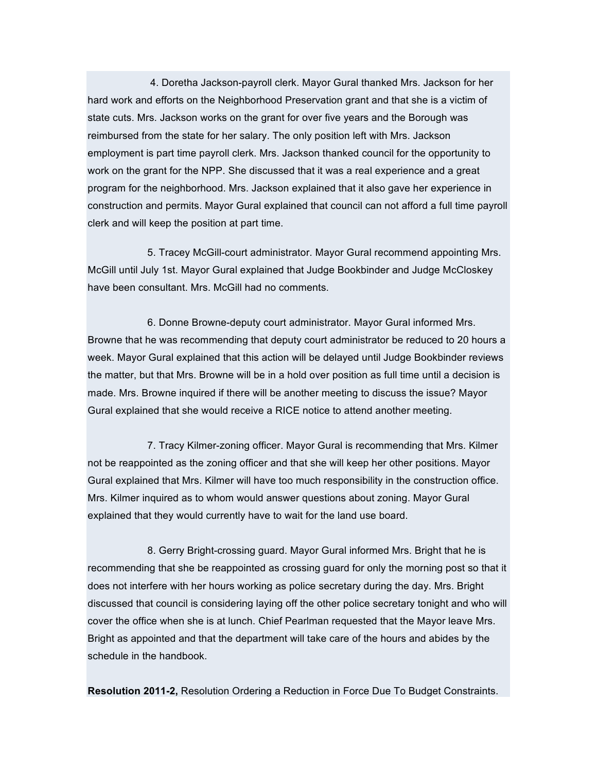4. Doretha Jackson-payroll clerk. Mayor Gural thanked Mrs. Jackson for her hard work and efforts on the Neighborhood Preservation grant and that she is a victim of state cuts. Mrs. Jackson works on the grant for over five years and the Borough was reimbursed from the state for her salary. The only position left with Mrs. Jackson employment is part time payroll clerk. Mrs. Jackson thanked council for the opportunity to work on the grant for the NPP. She discussed that it was a real experience and a great program for the neighborhood. Mrs. Jackson explained that it also gave her experience in construction and permits. Mayor Gural explained that council can not afford a full time payroll clerk and will keep the position at part time.

5. Tracey McGill-court administrator. Mayor Gural recommend appointing Mrs. McGill until July 1st. Mayor Gural explained that Judge Bookbinder and Judge McCloskey have been consultant. Mrs. McGill had no comments.

6. Donne Browne-deputy court administrator. Mayor Gural informed Mrs. Browne that he was recommending that deputy court administrator be reduced to 20 hours a week. Mayor Gural explained that this action will be delayed until Judge Bookbinder reviews the matter, but that Mrs. Browne will be in a hold over position as full time until a decision is made. Mrs. Browne inquired if there will be another meeting to discuss the issue? Mayor Gural explained that she would receive a RICE notice to attend another meeting.

7. Tracy Kilmer-zoning officer. Mayor Gural is recommending that Mrs. Kilmer not be reappointed as the zoning officer and that she will keep her other positions. Mayor Gural explained that Mrs. Kilmer will have too much responsibility in the construction office. Mrs. Kilmer inquired as to whom would answer questions about zoning. Mayor Gural explained that they would currently have to wait for the land use board.

8. Gerry Bright-crossing guard. Mayor Gural informed Mrs. Bright that he is recommending that she be reappointed as crossing guard for only the morning post so that it does not interfere with her hours working as police secretary during the day. Mrs. Bright discussed that council is considering laying off the other police secretary tonight and who will cover the office when she is at lunch. Chief Pearlman requested that the Mayor leave Mrs. Bright as appointed and that the department will take care of the hours and abides by the schedule in the handbook.

**Resolution 2011-2,** Resolution Ordering a Reduction in Force Due To Budget Constraints.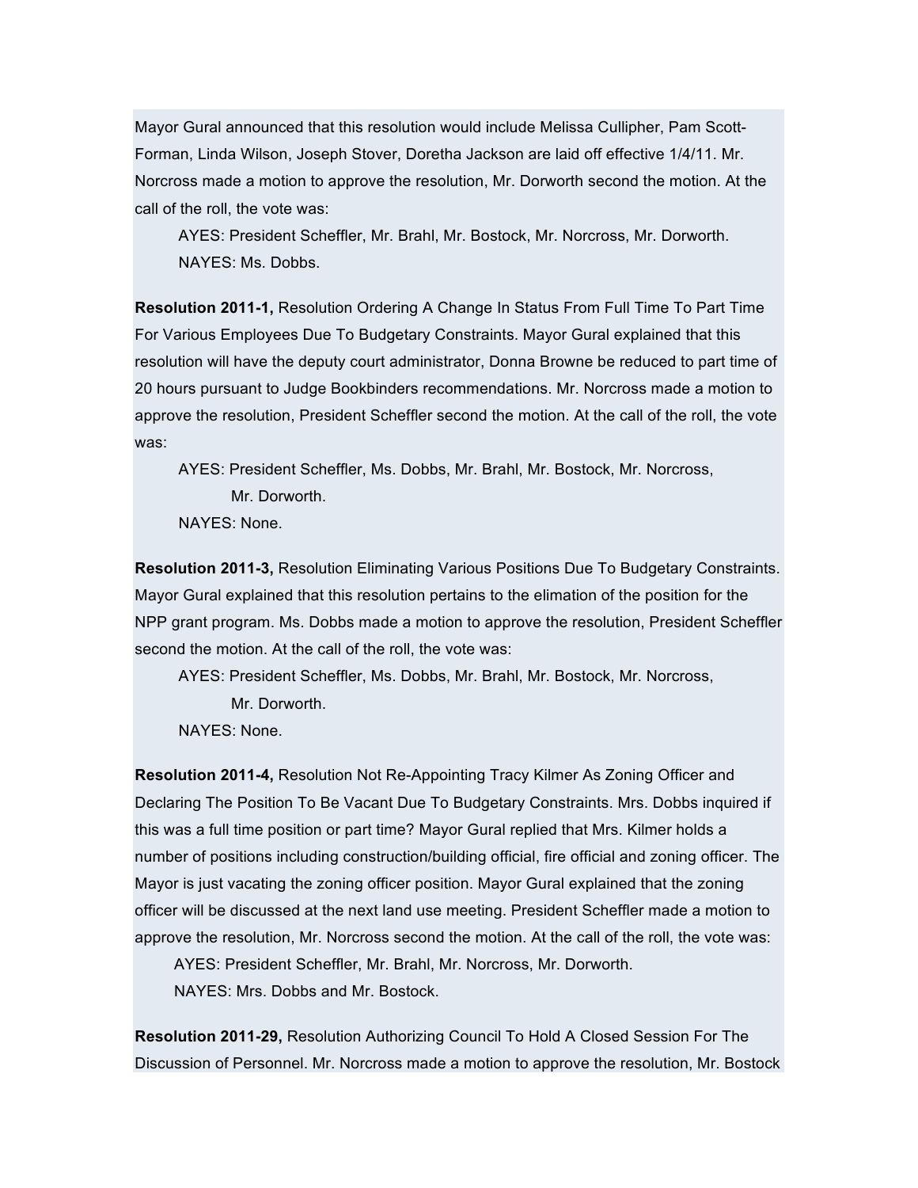Mayor Gural announced that this resolution would include Melissa Cullipher, Pam Scott-Forman, Linda Wilson, Joseph Stover, Doretha Jackson are laid off effective 1/4/11. Mr. Norcross made a motion to approve the resolution, Mr. Dorworth second the motion. At the call of the roll, the vote was:

AYES: President Scheffler, Mr. Brahl, Mr. Bostock, Mr. Norcross, Mr. Dorworth.
NAYES: Ms. Dobbs.

**Resolution 2011-1,** Resolution Ordering A Change In Status From Full Time To Part Time For Various Employees Due To Budgetary Constraints. Mayor Gural explained that this resolution will have the deputy court administrator, Donna Browne be reduced to part time of 20 hours pursuant to Judge Bookbinders recommendations. Mr. Norcross made a motion to approve the resolution, President Scheffler second the motion. At the call of the roll, the vote was:

AYES: President Scheffler, Ms. Dobbs, Mr. Brahl, Mr. Bostock, Mr. Norcross, Mr. Dorworth.
NAYES: None.

**Resolution 2011-3,** Resolution Eliminating Various Positions Due To Budgetary Constraints. Mayor Gural explained that this resolution pertains to the elimation of the position for the NPP grant program. Ms. Dobbs made a motion to approve the resolution, President Scheffler second the motion. At the call of the roll, the vote was:

AYES: President Scheffler, Ms. Dobbs, Mr. Brahl, Mr. Bostock, Mr. Norcross, Mr. Dorworth.
NAYES: None.

**Resolution 2011-4,** Resolution Not Re-Appointing Tracy Kilmer As Zoning Officer and Declaring The Position To Be Vacant Due To Budgetary Constraints. Mrs. Dobbs inquired if this was a full time position or part time? Mayor Gural replied that Mrs. Kilmer holds a number of positions including construction/building official, fire official and zoning officer. The Mayor is just vacating the zoning officer position. Mayor Gural explained that the zoning officer will be discussed at the next land use meeting. President Scheffler made a motion to approve the resolution, Mr. Norcross second the motion. At the call of the roll, the vote was:

AYES: President Scheffler, Mr. Brahl, Mr. Norcross, Mr. Dorworth.
NAYES: Mrs. Dobbs and Mr. Bostock.

**Resolution 2011-29,** Resolution Authorizing Council To Hold A Closed Session For The Discussion of Personnel. Mr. Norcross made a motion to approve the resolution, Mr. Bostock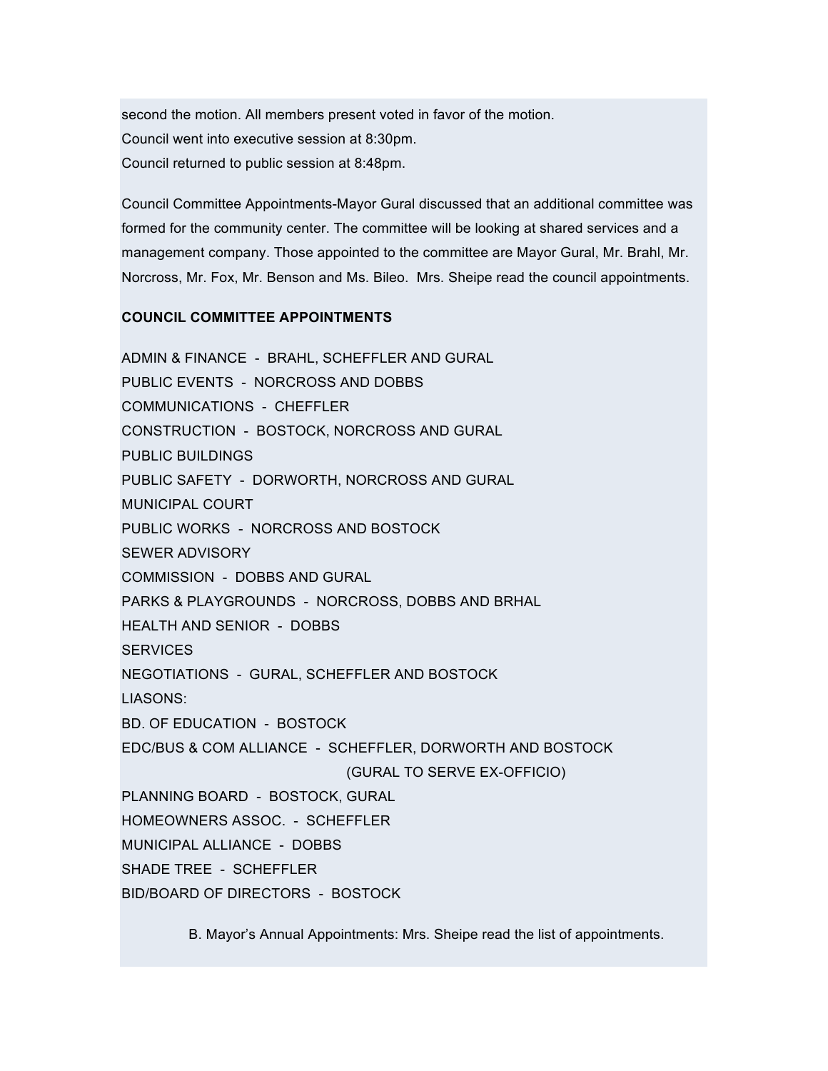second the motion. All members present voted in favor of the motion.
Council went into executive session at 8:30pm.
Council returned to public session at 8:48pm.

Council Committee Appointments-Mayor Gural discussed that an additional committee was formed for the community center. The committee will be looking at shared services and a management company. Those appointed to the committee are Mayor Gural, Mr. Brahl, Mr. Norcross, Mr. Fox, Mr. Benson and Ms. Bileo. Mrs. Sheipe read the council appointments.

**COUNCIL COMMITTEE APPOINTMENTS**

ADMIN & FINANCE - BRAHL, SCHEFFLER AND GURAL
PUBLIC EVENTS - NORCROSS AND DOBBS
COMMUNICATIONS - CHEFFLER
CONSTRUCTION - BOSTOCK, NORCROSS AND GURAL
PUBLIC BUILDINGS
PUBLIC SAFETY - DORWORTH, NORCROSS AND GURAL
MUNICIPAL COURT
PUBLIC WORKS - NORCROSS AND BOSTOCK
SEWER ADVISORY
COMMISSION - DOBBS AND GURAL
PARKS & PLAYGROUNDS - NORCROSS, DOBBS AND BRHAL
HEALTH AND SENIOR - DOBBS
SERVICES
NEGOTIATIONS - GURAL, SCHEFFLER AND BOSTOCK
LIASONS:
BD. OF EDUCATION - BOSTOCK
EDC/BUS & COM ALLIANCE - SCHEFFLER, DORWORTH AND BOSTOCK
(GURAL TO SERVE EX-OFFICIO)
PLANNING BOARD - BOSTOCK, GURAL
HOMEOWNERS ASSOC. - SCHEFFLER
MUNICIPAL ALLIANCE - DOBBS
SHADE TREE - SCHEFFLER
BID/BOARD OF DIRECTORS - BOSTOCK

B. Mayor's Annual Appointments: Mrs. Sheipe read the list of appointments.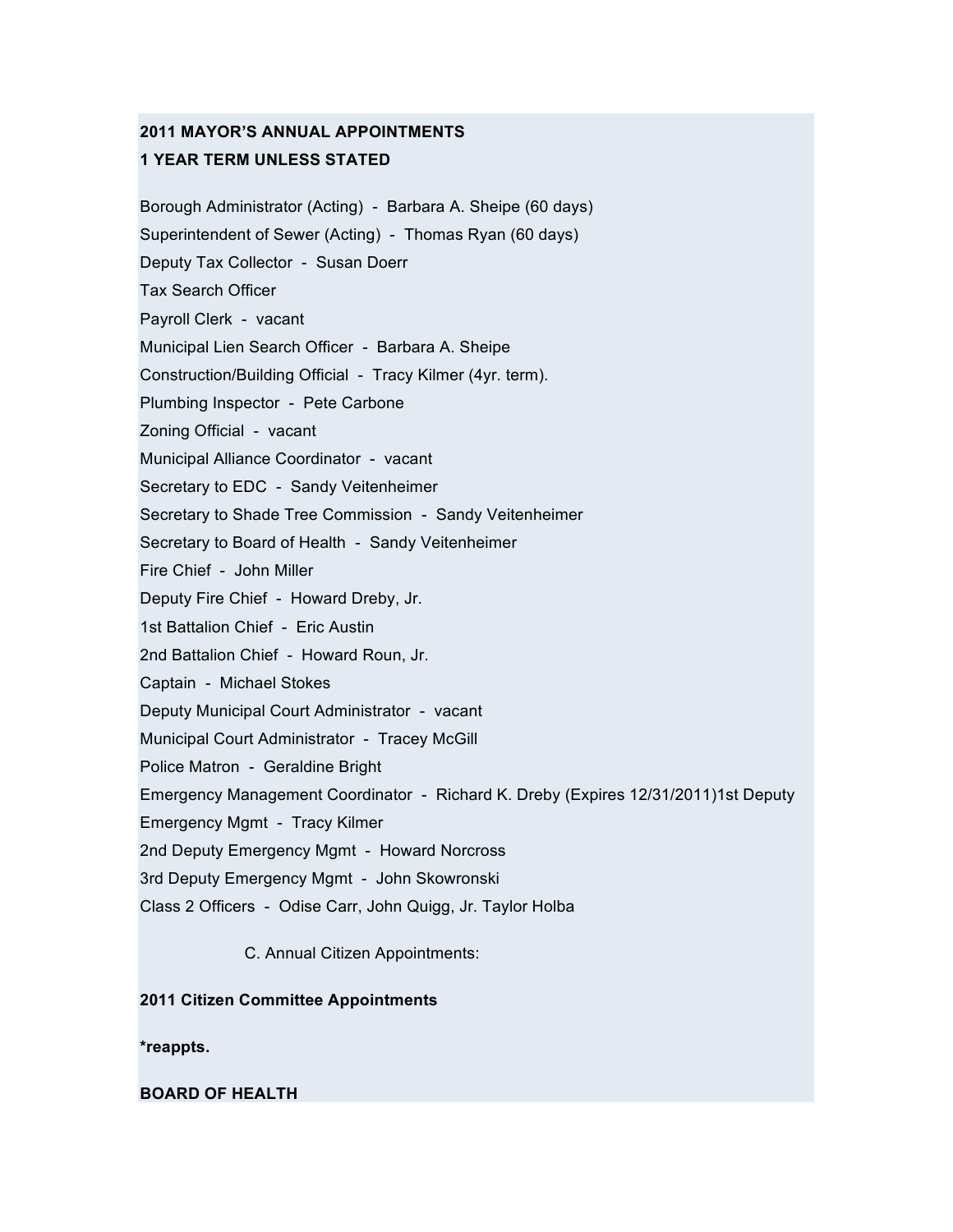**2011 MAYOR'S ANNUAL APPOINTMENTS**

**1 YEAR TERM UNLESS STATED**

Borough Administrator (Acting) - Barbara A. Sheipe (60 days)

Superintendent of Sewer (Acting) - Thomas Ryan (60 days)

Deputy Tax Collector - Susan Doerr

Tax Search Officer

Payroll Clerk - vacant

Municipal Lien Search Officer - Barbara A. Sheipe

Construction/Building Official - Tracy Kilmer (4yr. term).

Plumbing Inspector - Pete Carbone

Zoning Official - vacant

Municipal Alliance Coordinator - vacant

Secretary to EDC - Sandy Veitenheimer

Secretary to Shade Tree Commission - Sandy Veitenheimer

Secretary to Board of Health - Sandy Veitenheimer

Fire Chief - John Miller

Deputy Fire Chief - Howard Dreby, Jr.

1st Battalion Chief - Eric Austin

2nd Battalion Chief - Howard Roun, Jr.

Captain - Michael Stokes

Deputy Municipal Court Administrator - vacant

Municipal Court Administrator - Tracey McGill

Police Matron - Geraldine Bright

Emergency Management Coordinator - Richard K. Dreby (Expires 12/31/2011)1st Deputy Emergency Mgmt - Tracy Kilmer

2nd Deputy Emergency Mgmt - Howard Norcross

3rd Deputy Emergency Mgmt - John Skowronski

Class 2 Officers - Odise Carr, John Quigg, Jr. Taylor Holba

C. Annual Citizen Appointments:

**2011 Citizen Committee Appointments**

***reappts.**

**BOARD OF HEALTH**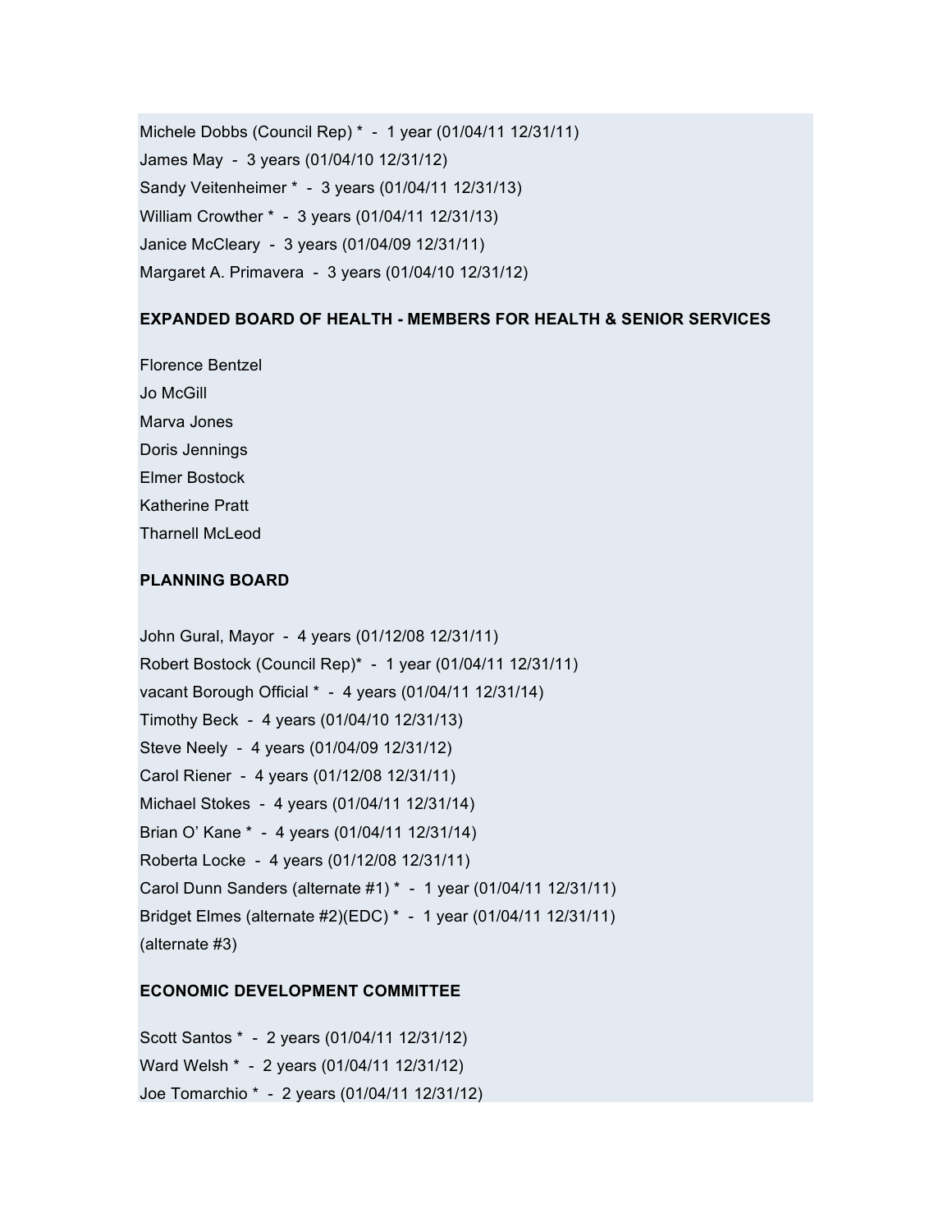Michele Dobbs (Council Rep) * - 1 year (01/04/11 12/31/11)

James May - 3 years (01/04/10 12/31/12)

Sandy Veitenheimer * - 3 years (01/04/11 12/31/13)

William Crowther * - 3 years (01/04/11 12/31/13)

Janice McCleary - 3 years (01/04/09 12/31/11)

Margaret A. Primavera - 3 years (01/04/10 12/31/12)

**EXPANDED BOARD OF HEALTH - MEMBERS FOR HEALTH & SENIOR SERVICES**

Florence Bentzel

Jo McGill

Marva Jones

Doris Jennings

Elmer Bostock

Katherine Pratt

Tharnell McLeod

**PLANNING BOARD**

John Gural, Mayor - 4 years (01/12/08 12/31/11)

Robert Bostock (Council Rep)* - 1 year (01/04/11 12/31/11)

vacant Borough Official * - 4 years (01/04/11 12/31/14)

Timothy Beck - 4 years (01/04/10 12/31/13)

Steve Neely - 4 years (01/04/09 12/31/12)

Carol Riener - 4 years (01/12/08 12/31/11)

Michael Stokes - 4 years (01/04/11 12/31/14)

Brian O' Kane * - 4 years (01/04/11 12/31/14)

Roberta Locke - 4 years (01/12/08 12/31/11)

Carol Dunn Sanders (alternate #1) * - 1 year (01/04/11 12/31/11)

Bridget Elmes (alternate #2)(EDC) * - 1 year (01/04/11 12/31/11)

(alternate #3)

**ECONOMIC DEVELOPMENT COMMITTEE**

Scott Santos * - 2 years (01/04/11 12/31/12)

Ward Welsh * - 2 years (01/04/11 12/31/12)

Joe Tomarchio * - 2 years (01/04/11 12/31/12)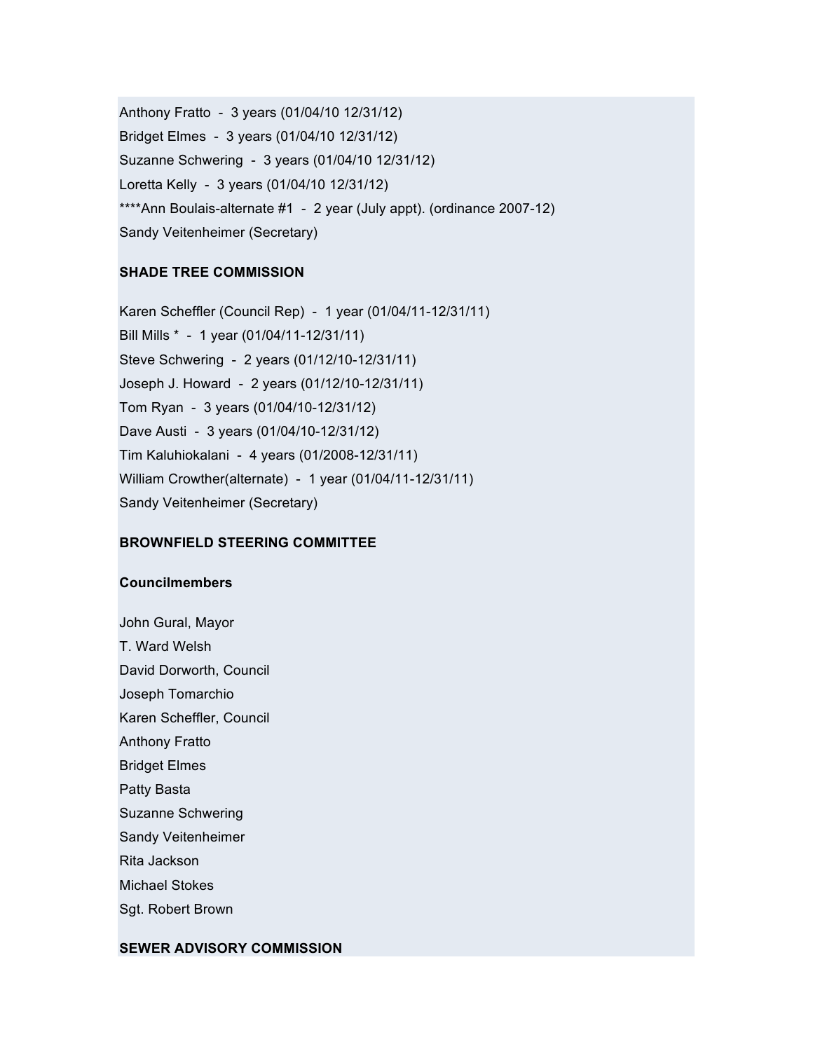Anthony Fratto  -  3 years (01/04/10 12/31/12)

Bridget Elmes  -  3 years (01/04/10 12/31/12)

Suzanne Schwering  -  3 years (01/04/10 12/31/12)

Loretta Kelly  -  3 years (01/04/10 12/31/12)

****Ann Boulais-alternate #1  -  2 year (July appt). (ordinance 2007-12)

Sandy Veitenheimer (Secretary)

**SHADE TREE COMMISSION**

Karen Scheffler (Council Rep)  -  1 year (01/04/11-12/31/11)

Bill Mills *  -  1 year (01/04/11-12/31/11)

Steve Schwering  -  2 years (01/12/10-12/31/11)

Joseph J. Howard  -  2 years (01/12/10-12/31/11)

Tom Ryan  -  3 years (01/04/10-12/31/12)

Dave Austi  -  3 years (01/04/10-12/31/12)

Tim Kaluhiokalani  -  4 years (01/2008-12/31/11)

William Crowther(alternate)  -  1 year (01/04/11-12/31/11)

Sandy Veitenheimer (Secretary)

**BROWNFIELD STEERING COMMITTEE**

**Councilmembers**

John Gural, Mayor

T. Ward Welsh

David Dorworth, Council

Joseph Tomarchio

Karen Scheffler, Council

Anthony Fratto

Bridget Elmes

Patty Basta

Suzanne Schwering

Sandy Veitenheimer

Rita Jackson

Michael Stokes

Sgt. Robert Brown

**SEWER ADVISORY COMMISSION**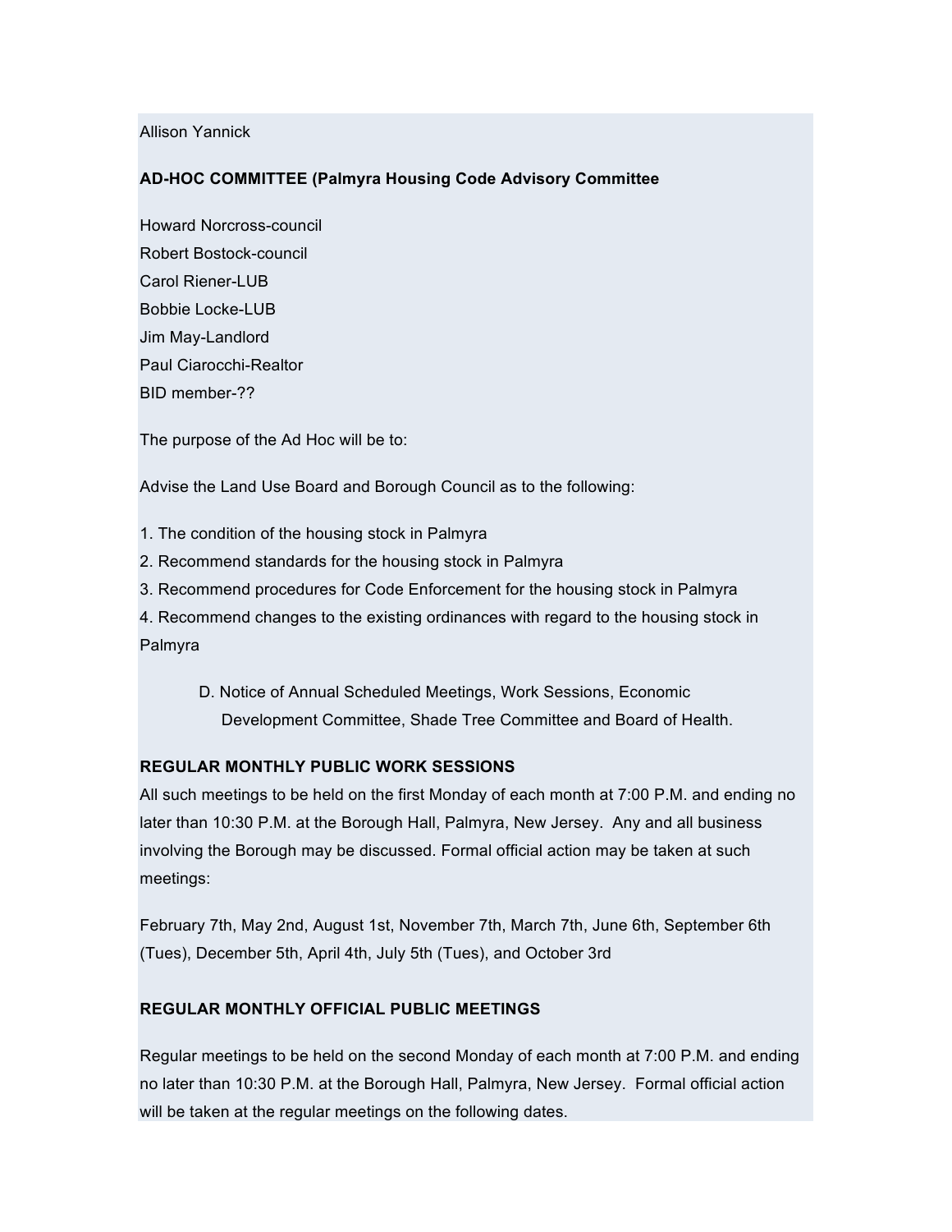Allison Yannick

**AD-HOC COMMITTEE (Palmyra Housing Code Advisory Committee**

Howard Norcross-council
Robert Bostock-council
Carol Riener-LUB
Bobbie Locke-LUB
Jim May-Landlord
Paul Ciarocchi-Realtor
BID member-??

The purpose of the Ad Hoc will be to:

Advise the Land Use Board and Borough Council as to the following:

1. The condition of the housing stock in Palmyra
2. Recommend standards for the housing stock in Palmyra
3. Recommend procedures for Code Enforcement for the housing stock in Palmyra
4. Recommend changes to the existing ordinances with regard to the housing stock in Palmyra

D. Notice of Annual Scheduled Meetings, Work Sessions, Economic Development Committee, Shade Tree Committee and Board of Health.

**REGULAR MONTHLY PUBLIC WORK SESSIONS**

All such meetings to be held on the first Monday of each month at 7:00 P.M. and ending no later than 10:30 P.M. at the Borough Hall, Palmyra, New Jersey. Any and all business involving the Borough may be discussed. Formal official action may be taken at such meetings:

February 7th, May 2nd, August 1st, November 7th, March 7th, June 6th, September 6th (Tues), December 5th, April 4th, July 5th (Tues), and October 3rd

**REGULAR MONTHLY OFFICIAL PUBLIC MEETINGS**

Regular meetings to be held on the second Monday of each month at 7:00 P.M. and ending no later than 10:30 P.M. at the Borough Hall, Palmyra, New Jersey. Formal official action will be taken at the regular meetings on the following dates.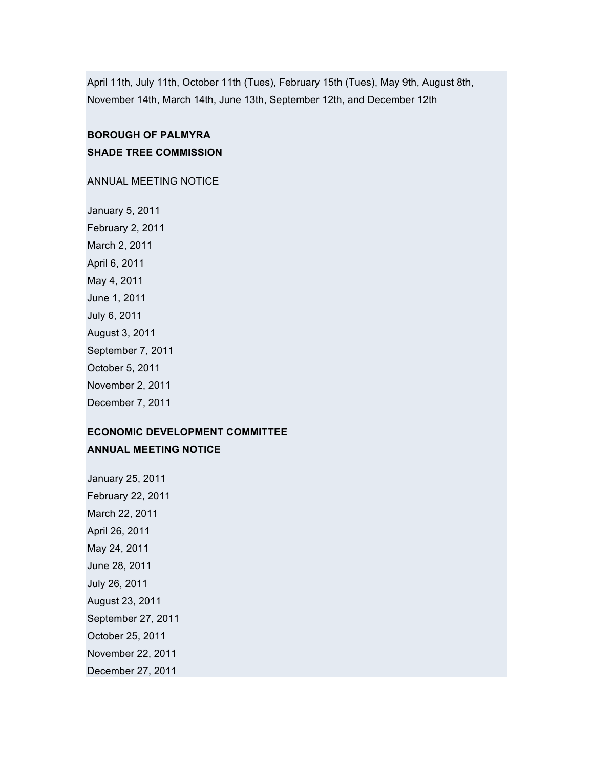April 11th, July 11th, October 11th (Tues), February 15th (Tues), May 9th, August 8th, November 14th, March 14th, June 13th, September 12th, and December 12th

**BOROUGH OF PALMYRA**
**SHADE TREE COMMISSION**

ANNUAL MEETING NOTICE

January 5, 2011
February 2, 2011
March 2, 2011
April 6, 2011
May 4, 2011
June 1, 2011
July 6, 2011
August 3, 2011
September 7, 2011
October 5, 2011
November 2, 2011
December 7, 2011

**ECONOMIC DEVELOPMENT COMMITTEE**
**ANNUAL MEETING NOTICE**

January 25, 2011
February 22, 2011
March 22, 2011
April 26, 2011
May 24, 2011
June 28, 2011
July 26, 2011
August 23, 2011
September 27, 2011
October 25, 2011
November 22, 2011
December 27, 2011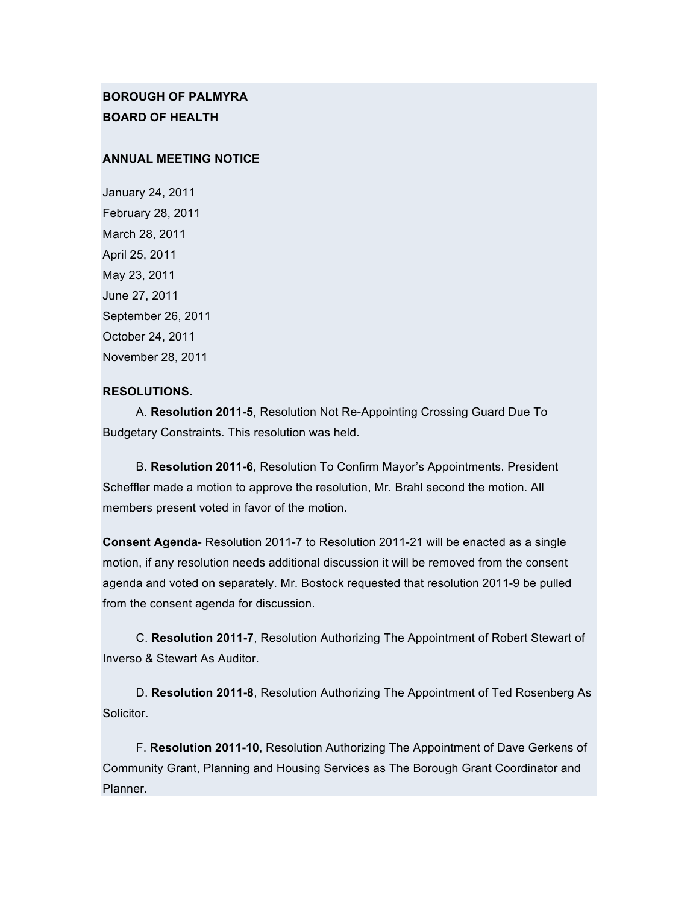**BOROUGH OF PALMYRA**
**BOARD OF HEALTH**

**ANNUAL MEETING NOTICE**

January 24, 2011
February 28, 2011
March 28, 2011
April 25, 2011
May 23, 2011
June 27, 2011
September 26, 2011
October 24, 2011
November 28, 2011

**RESOLUTIONS.**

A. **Resolution 2011-5**, Resolution Not Re-Appointing Crossing Guard Due To Budgetary Constraints. This resolution was held.

B. **Resolution 2011-6**, Resolution To Confirm Mayor's Appointments. President Scheffler made a motion to approve the resolution, Mr. Brahl second the motion. All members present voted in favor of the motion.

**Consent Agenda**- Resolution 2011-7 to Resolution 2011-21 will be enacted as a single motion, if any resolution needs additional discussion it will be removed from the consent agenda and voted on separately. Mr. Bostock requested that resolution 2011-9 be pulled from the consent agenda for discussion.

C. **Resolution 2011-7**, Resolution Authorizing The Appointment of Robert Stewart of Inverso & Stewart As Auditor.

D. **Resolution 2011-8**, Resolution Authorizing The Appointment of Ted Rosenberg As Solicitor.

F. **Resolution 2011-10**, Resolution Authorizing The Appointment of Dave Gerkens of Community Grant, Planning and Housing Services as The Borough Grant Coordinator and Planner.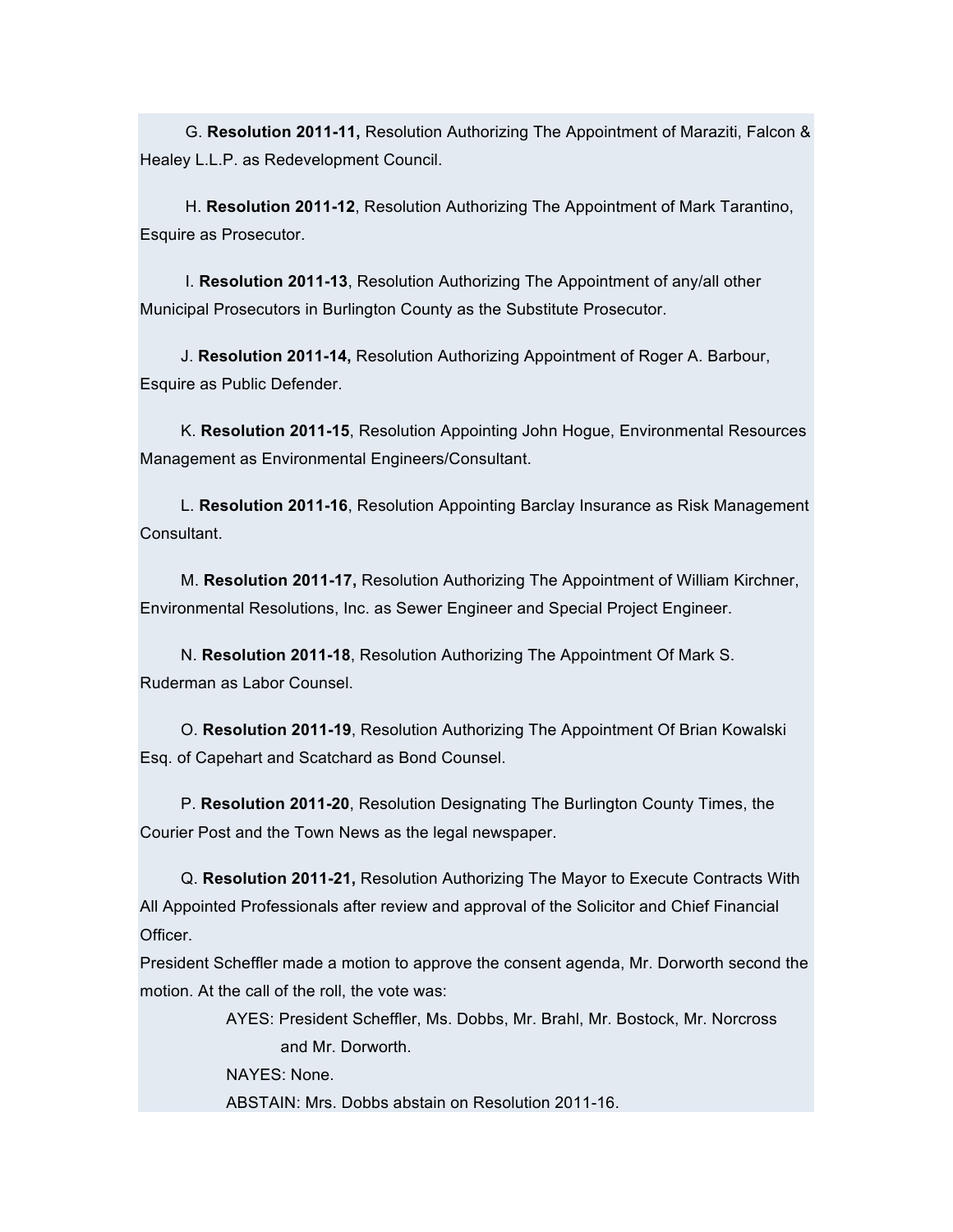G. **Resolution 2011-11,** Resolution Authorizing The Appointment of Maraziti, Falcon & Healey L.L.P. as Redevelopment Council.

H. **Resolution 2011-12**, Resolution Authorizing The Appointment of Mark Tarantino, Esquire as Prosecutor.

I. **Resolution 2011-13**, Resolution Authorizing The Appointment of any/all other Municipal Prosecutors in Burlington County as the Substitute Prosecutor.

J. **Resolution 2011-14,** Resolution Authorizing Appointment of Roger A. Barbour, Esquire as Public Defender.

K. **Resolution 2011-15**, Resolution Appointing John Hogue, Environmental Resources Management as Environmental Engineers/Consultant.

L. **Resolution 2011-16**, Resolution Appointing Barclay Insurance as Risk Management Consultant.

M. **Resolution 2011-17,** Resolution Authorizing The Appointment of William Kirchner, Environmental Resolutions, Inc. as Sewer Engineer and Special Project Engineer.

N. **Resolution 2011-18**, Resolution Authorizing The Appointment Of Mark S. Ruderman as Labor Counsel.

O. **Resolution 2011-19**, Resolution Authorizing The Appointment Of Brian Kowalski Esq. of Capehart and Scatchard as Bond Counsel.

P. **Resolution 2011-20**, Resolution Designating The Burlington County Times, the Courier Post and the Town News as the legal newspaper.

Q. **Resolution 2011-21,** Resolution Authorizing The Mayor to Execute Contracts With All Appointed Professionals after review and approval of the Solicitor and Chief Financial Officer.

President Scheffler made a motion to approve the consent agenda, Mr. Dorworth second the motion. At the call of the roll, the vote was:

AYES: President Scheffler, Ms. Dobbs, Mr. Brahl, Mr. Bostock, Mr. Norcross and Mr. Dorworth.

NAYES: None.

ABSTAIN: Mrs. Dobbs abstain on Resolution 2011-16.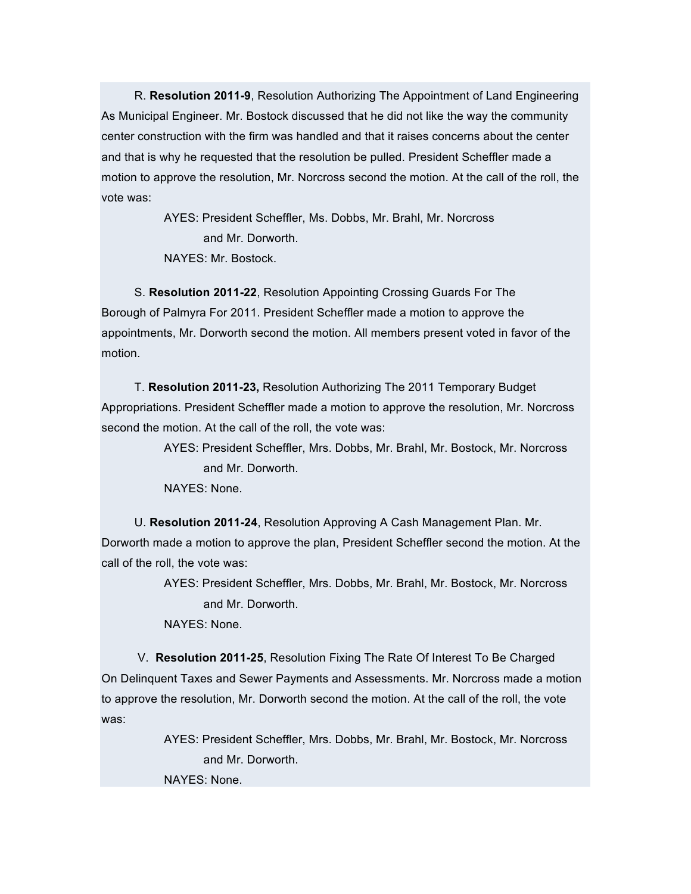R. **Resolution 2011-9**, Resolution Authorizing The Appointment of Land Engineering As Municipal Engineer. Mr. Bostock discussed that he did not like the way the community center construction with the firm was handled and that it raises concerns about the center and that is why he requested that the resolution be pulled. President Scheffler made a motion to approve the resolution, Mr. Norcross second the motion. At the call of the roll, the vote was:

AYES: President Scheffler, Ms. Dobbs, Mr. Brahl, Mr. Norcross and Mr. Dorworth.

NAYES: Mr. Bostock.

S. **Resolution 2011-22**, Resolution Appointing Crossing Guards For The Borough of Palmyra For 2011. President Scheffler made a motion to approve the appointments, Mr. Dorworth second the motion. All members present voted in favor of the motion.

T. **Resolution 2011-23,** Resolution Authorizing The 2011 Temporary Budget Appropriations. President Scheffler made a motion to approve the resolution, Mr. Norcross second the motion. At the call of the roll, the vote was:

AYES: President Scheffler, Mrs. Dobbs, Mr. Brahl, Mr. Bostock, Mr. Norcross and Mr. Dorworth.

NAYES: None.

U. **Resolution 2011-24**, Resolution Approving A Cash Management Plan. Mr. Dorworth made a motion to approve the plan, President Scheffler second the motion. At the call of the roll, the vote was:

AYES: President Scheffler, Mrs. Dobbs, Mr. Brahl, Mr. Bostock, Mr. Norcross and Mr. Dorworth.

NAYES: None.

V. **Resolution 2011-25**, Resolution Fixing The Rate Of Interest To Be Charged On Delinquent Taxes and Sewer Payments and Assessments. Mr. Norcross made a motion to approve the resolution, Mr. Dorworth second the motion. At the call of the roll, the vote was:

AYES: President Scheffler, Mrs. Dobbs, Mr. Brahl, Mr. Bostock, Mr. Norcross and Mr. Dorworth.

NAYES: None.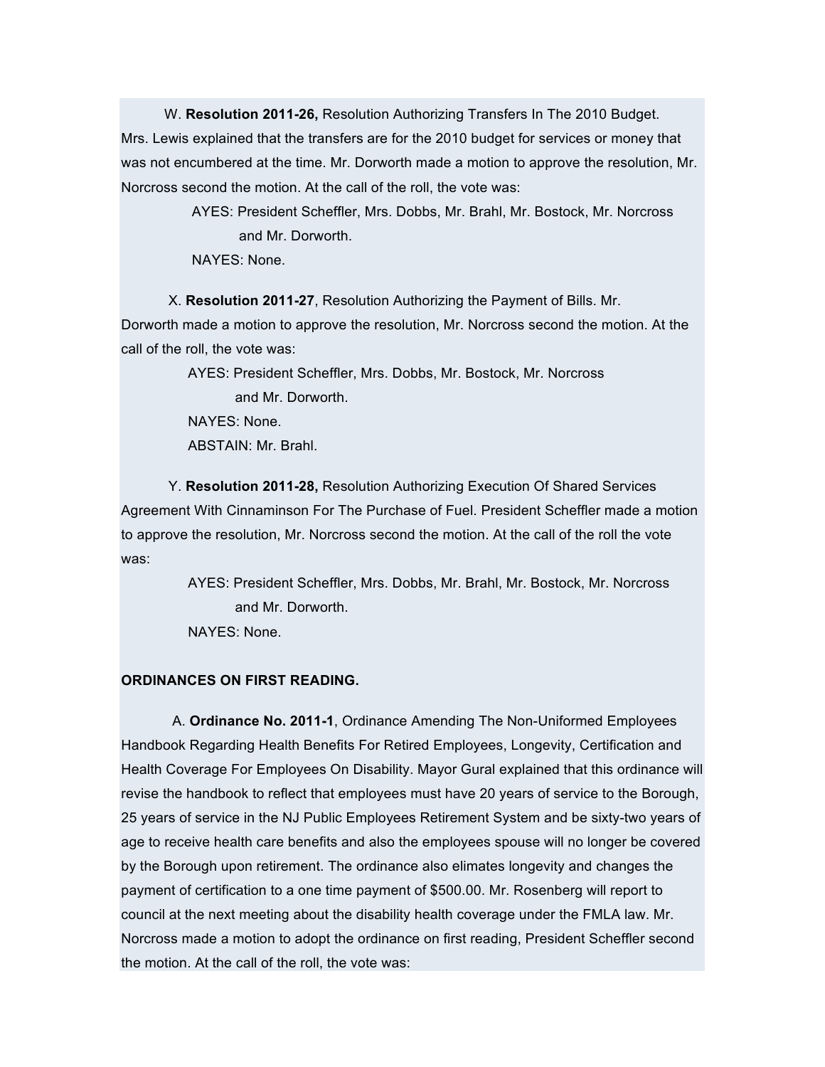W. **Resolution 2011-26,** Resolution Authorizing Transfers In The 2010 Budget. Mrs. Lewis explained that the transfers are for the 2010 budget for services or money that was not encumbered at the time. Mr. Dorworth made a motion to approve the resolution, Mr. Norcross second the motion. At the call of the roll, the vote was:

AYES: President Scheffler, Mrs. Dobbs, Mr. Brahl, Mr. Bostock, Mr. Norcross and Mr. Dorworth.

NAYES: None.

X. **Resolution 2011-27**, Resolution Authorizing the Payment of Bills. Mr. Dorworth made a motion to approve the resolution, Mr. Norcross second the motion. At the call of the roll, the vote was:

AYES: President Scheffler, Mrs. Dobbs, Mr. Bostock, Mr. Norcross and Mr. Dorworth.

NAYES: None.

ABSTAIN: Mr. Brahl.

Y. **Resolution 2011-28,** Resolution Authorizing Execution Of Shared Services Agreement With Cinnaminson For The Purchase of Fuel. President Scheffler made a motion to approve the resolution, Mr. Norcross second the motion. At the call of the roll the vote was:

AYES: President Scheffler, Mrs. Dobbs, Mr. Brahl, Mr. Bostock, Mr. Norcross and Mr. Dorworth.

NAYES: None.

**ORDINANCES ON FIRST READING.**

A. **Ordinance No. 2011-1**, Ordinance Amending The Non-Uniformed Employees Handbook Regarding Health Benefits For Retired Employees, Longevity, Certification and Health Coverage For Employees On Disability. Mayor Gural explained that this ordinance will revise the handbook to reflect that employees must have 20 years of service to the Borough, 25 years of service in the NJ Public Employees Retirement System and be sixty-two years of age to receive health care benefits and also the employees spouse will no longer be covered by the Borough upon retirement. The ordinance also elimates longevity and changes the payment of certification to a one time payment of $500.00. Mr. Rosenberg will report to council at the next meeting about the disability health coverage under the FMLA law. Mr. Norcross made a motion to adopt the ordinance on first reading, President Scheffler second the motion. At the call of the roll, the vote was: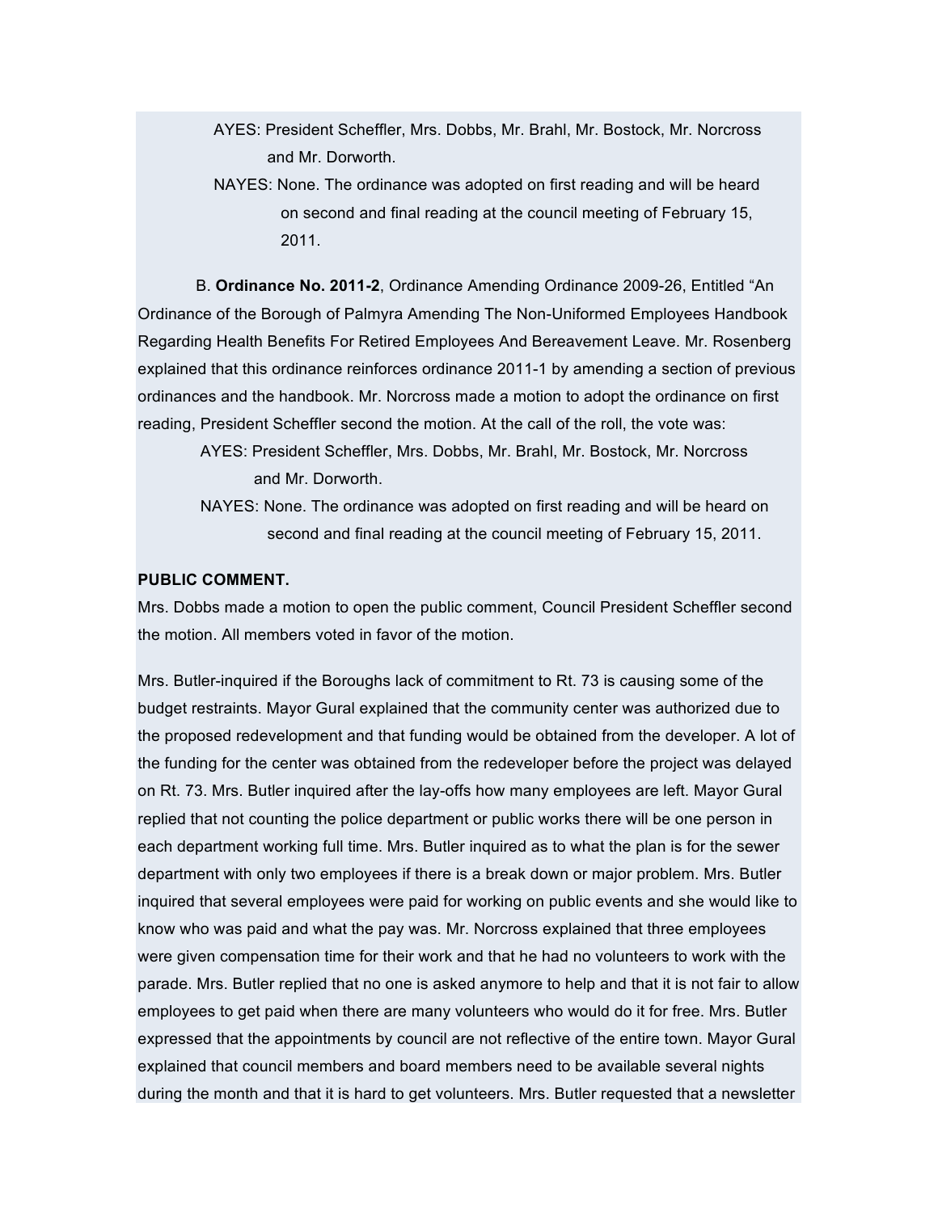AYES: President Scheffler, Mrs. Dobbs, Mr. Brahl, Mr. Bostock, Mr. Norcross and Mr. Dorworth.

NAYES: None. The ordinance was adopted on first reading and will be heard on second and final reading at the council meeting of February 15, 2011.

B. **Ordinance No. 2011-2**, Ordinance Amending Ordinance 2009-26, Entitled "An Ordinance of the Borough of Palmyra Amending The Non-Uniformed Employees Handbook Regarding Health Benefits For Retired Employees And Bereavement Leave. Mr. Rosenberg explained that this ordinance reinforces ordinance 2011-1 by amending a section of previous ordinances and the handbook. Mr. Norcross made a motion to adopt the ordinance on first reading, President Scheffler second the motion. At the call of the roll, the vote was:

AYES: President Scheffler, Mrs. Dobbs, Mr. Brahl, Mr. Bostock, Mr. Norcross and Mr. Dorworth.

NAYES: None. The ordinance was adopted on first reading and will be heard on second and final reading at the council meeting of February 15, 2011.

**PUBLIC COMMENT.**

Mrs. Dobbs made a motion to open the public comment, Council President Scheffler second the motion. All members voted in favor of the motion.

Mrs. Butler-inquired if the Boroughs lack of commitment to Rt. 73 is causing some of the budget restraints. Mayor Gural explained that the community center was authorized due to the proposed redevelopment and that funding would be obtained from the developer. A lot of the funding for the center was obtained from the redeveloper before the project was delayed on Rt. 73. Mrs. Butler inquired after the lay-offs how many employees are left. Mayor Gural replied that not counting the police department or public works there will be one person in each department working full time. Mrs. Butler inquired as to what the plan is for the sewer department with only two employees if there is a break down or major problem. Mrs. Butler inquired that several employees were paid for working on public events and she would like to know who was paid and what the pay was. Mr. Norcross explained that three employees were given compensation time for their work and that he had no volunteers to work with the parade. Mrs. Butler replied that no one is asked anymore to help and that it is not fair to allow employees to get paid when there are many volunteers who would do it for free. Mrs. Butler expressed that the appointments by council are not reflective of the entire town. Mayor Gural explained that council members and board members need to be available several nights during the month and that it is hard to get volunteers. Mrs. Butler requested that a newsletter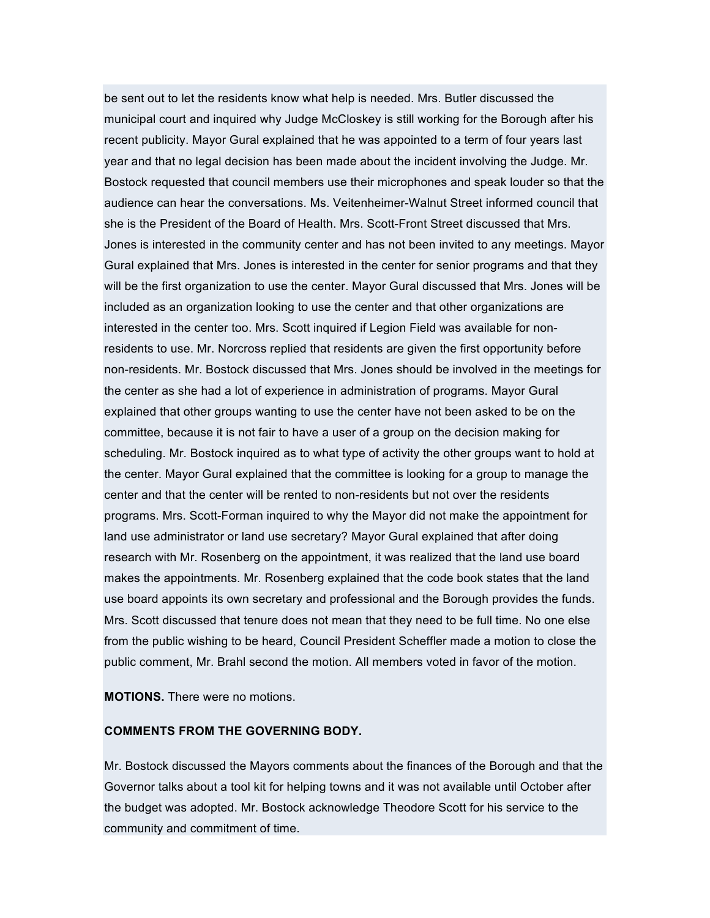be sent out to let the residents know what help is needed. Mrs. Butler discussed the municipal court and inquired why Judge McCloskey is still working for the Borough after his recent publicity. Mayor Gural explained that he was appointed to a term of four years last year and that no legal decision has been made about the incident involving the Judge. Mr. Bostock requested that council members use their microphones and speak louder so that the audience can hear the conversations. Ms. Veitenheimer-Walnut Street informed council that she is the President of the Board of Health. Mrs. Scott-Front Street discussed that Mrs. Jones is interested in the community center and has not been invited to any meetings. Mayor Gural explained that Mrs. Jones is interested in the center for senior programs and that they will be the first organization to use the center. Mayor Gural discussed that Mrs. Jones will be included as an organization looking to use the center and that other organizations are interested in the center too. Mrs. Scott inquired if Legion Field was available for non-residents to use. Mr. Norcross replied that residents are given the first opportunity before non-residents. Mr. Bostock discussed that Mrs. Jones should be involved in the meetings for the center as she had a lot of experience in administration of programs. Mayor Gural explained that other groups wanting to use the center have not been asked to be on the committee, because it is not fair to have a user of a group on the decision making for scheduling. Mr. Bostock inquired as to what type of activity the other groups want to hold at the center. Mayor Gural explained that the committee is looking for a group to manage the center and that the center will be rented to non-residents but not over the residents programs. Mrs. Scott-Forman inquired to why the Mayor did not make the appointment for land use administrator or land use secretary? Mayor Gural explained that after doing research with Mr. Rosenberg on the appointment, it was realized that the land use board makes the appointments. Mr. Rosenberg explained that the code book states that the land use board appoints its own secretary and professional and the Borough provides the funds. Mrs. Scott discussed that tenure does not mean that they need to be full time. No one else from the public wishing to be heard, Council President Scheffler made a motion to close the public comment, Mr. Brahl second the motion. All members voted in favor of the motion.

**MOTIONS.** There were no motions.

**COMMENTS FROM THE GOVERNING BODY.**

Mr. Bostock discussed the Mayors comments about the finances of the Borough and that the Governor talks about a tool kit for helping towns and it was not available until October after the budget was adopted. Mr. Bostock acknowledge Theodore Scott for his service to the community and commitment of time.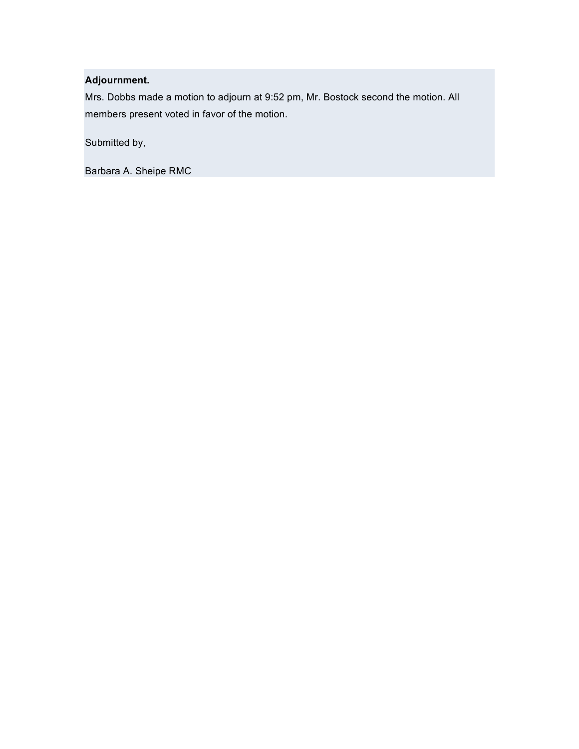**Adjournment.**

Mrs. Dobbs made a motion to adjourn at 9:52 pm, Mr. Bostock second the motion. All members present voted in favor of the motion.

Submitted by,

Barbara A. Sheipe RMC